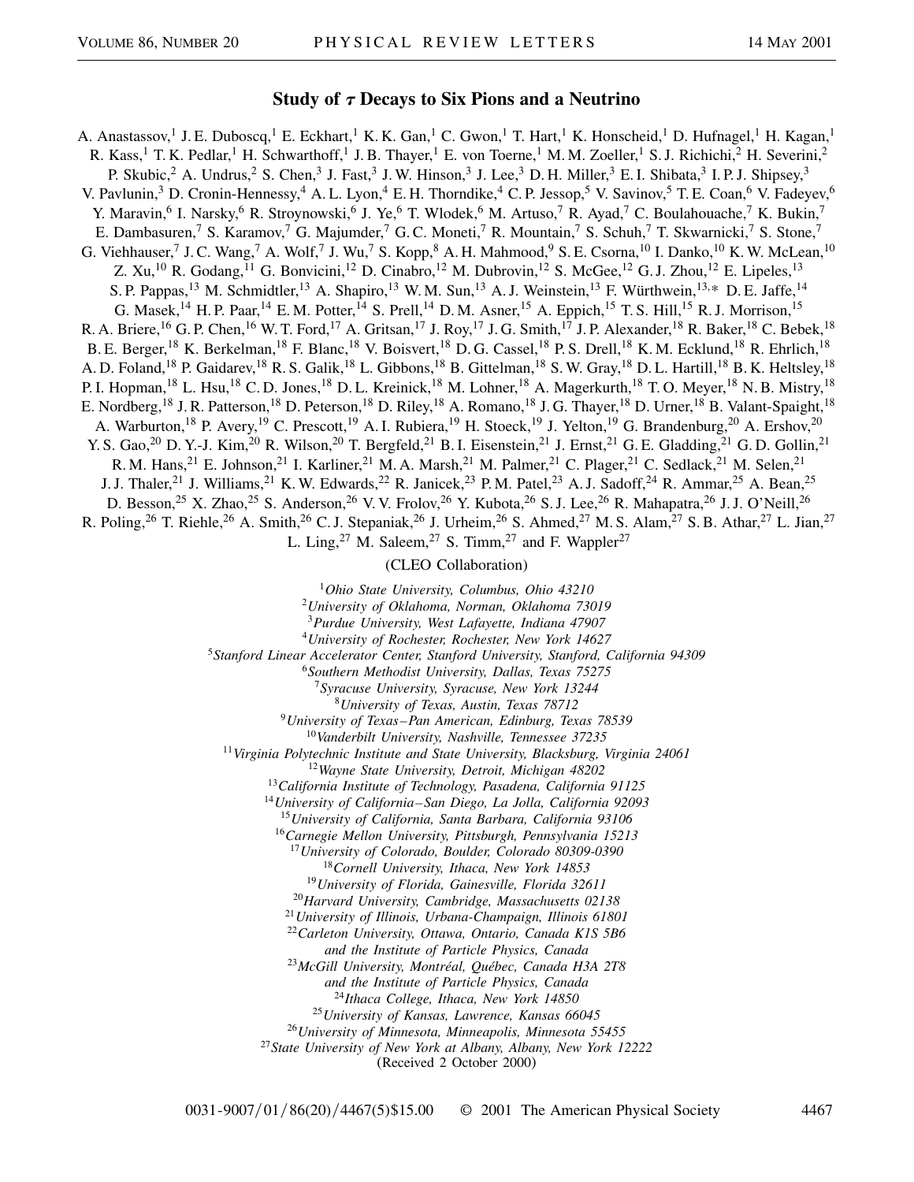# Study of $\tau$ Decays to Six Pions and a Neutrino

A. Anastassov,[1] J. E. Duboscq,[1] E. Eckhart,[1] K. K. Gan,[1] C. Gwon,[1] T. Hart,[1] K. Honscheid,[1] D. Hufnagel,[1] H. Kagan,[1] R. Kass,[1] T. K. Pedlar,[1] H. Schwarthoff,[1] J. B. Thayer,[1] E. von Toerne,[1] M. M. Zoeller,[1] S. J. Richichi,[2] H. Severini,[2] P. Skubic,[2] A. Undrus,[2] S. Chen,[3] J. Fast,[3] J. W. Hinson,[3] J. Lee,[3] D. H. Miller,[3] E. I. Shibata,[3] I. P. J. Shipsey,[3] V. Pavlunin,[3] D. Cronin-Hennessy,[4] A. L. Lyon,[4] E. H. Thorndike,[4] C. P. Jessop,[5] V. Savinov,[5] T. E. Coan,[6] V. Fadeyev,[6] Y. Maravin,[6] I. Narsky,[6] R. Stroynowski,[6] J. Ye,[6] T. Wlodek,[6] M. Artuso,[7] R. Ayad,[7] C. Boulahouache,[7] K. Bukin,[7] E. Dambasuren,[7] S. Karamov,[7] G. Majumder,[7] G. C. Moneti,[7] R. Mountain,[7] S. Schuh,[7] T. Skwarnicki,[7] S. Stone,[7] G. Viehhauser,[7] J. C. Wang,[7] A. Wolf,[7] J. Wu,[7] S. Kopp,[8] A. H. Mahmood,[9] S. E. Csorna,[10] I. Danko,[10] K. W. McLean,[10] Z. Xu,[10] R. Godang,[11] G. Bonvicini,[12] D. Cinabro,[12] M. Dubrovin,[12] S. McGee,[12] G. J. Zhou,[12] E. Lipeles,[13] S. P. Pappas,[13] M. Schmidtler,[13] A. Shapiro,[13] W. M. Sun,[13] A. J. Weinstein,[13] F. Würthwein,[13,*] D. E. Jaffe,[14] G. Masek,[14] H. P. Paar,[14] E. M. Potter,[14] S. Prell,[14] D. M. Asner,[15] A. Eppich,[15] T. S. Hill,[15] R. J. Morrison,[15] R. A. Briere,[16] G. P. Chen,[16] W. T. Ford,[17] A. Gritsan,[17] J. Roy,[17] J. G. Smith,[17] J. P. Alexander,[18] R. Baker,[18] C. Bebek,[18] B. E. Berger,[18] K. Berkelman,[18] F. Blanc,[18] V. Boisvert,[18] D. G. Cassel,[18] P. S. Drell,[18] K. M. Ecklund,[18] R. Ehrlich,[18] A. D. Foland,[18] P. Gaidarev,[18] R. S. Galik,[18] L. Gibbons,[18] B. Gittelman,[18] S. W. Gray,[18] D. L. Hartill,[18] B. K. Heltsley,[18] P. I. Hopman,[18] L. Hsu,[18] C. D. Jones,[18] D. L. Kreinick,[18] M. Lohner,[18] A. Magerkurth,[18] T. O. Meyer,[18] N. B. Mistry,[18] E. Nordberg,[18] J. R. Patterson,[18] D. Peterson,[18] D. Riley,[18] A. Romano,[18] J. G. Thayer,[18] D. Urner,[18] B. Valant-Spaight,[18] A. Warburton,[18] P. Avery,[19] C. Prescott,[19] A. I. Rubiera,[19] H. Stoeck,[19] J. Yelton,[19] G. Brandenburg,[20] A. Ershov,[20] Y. S. Gao,[20] D. Y.-J. Kim,[20] R. Wilson,[20] T. Bergfeld,[21] B. I. Eisenstein,[21] J. Ernst,[21] G. E. Gladding,[21] G. D. Gollin,[21] R. M. Hans,[21] E. Johnson,[21] I. Karliner,[21] M. A. Marsh,[21] M. Palmer,[21] C. Plager,[21] C. Sedlack,[21] M. Selen,[21] J. J. Thaler,[21] J. Williams,[21] K. W. Edwards,[22] R. Janicek,[23] P. M. Patel,[23] A. J. Sadoff,[24] R. Ammar,[25] A. Bean,[25] D. Besson,[25] X. Zhao,[25] S. Anderson,[26] V. V. Frolov,[26] Y. Kubota,[26] S. J. Lee,[26] R. Mahapatra,[26] J. J. O'Neill,[26] R. Poling,[26] T. Riehle,[26] A. Smith,[26] C. J. Stepaniak,[26] J. Urheim,[26] S. Ahmed,[27] M. S. Alam,[27] S. B. Athar,[27] L. Jian,[27] L. Ling,[27] M. Saleem,[27] S. Timm,[27] and F. Wappler[27]

(CLEO Collaboration)

[1] *Ohio State University, Columbus, Ohio 43210*
[2] *University of Oklahoma, Norman, Oklahoma 73019*
[3] *Purdue University, West Lafayette, Indiana 47907*
[4] *University of Rochester, Rochester, New York 14627*
[5] *Stanford Linear Accelerator Center, Stanford University, Stanford, California 94309*
[6] *Southern Methodist University, Dallas, Texas 75275*
[7] *Syracuse University, Syracuse, New York 13244*
[8] *University of Texas, Austin, Texas 78712*
[9] *University of Texas–Pan American, Edinburg, Texas 78539*
[10] *Vanderbilt University, Nashville, Tennessee 37235*
[11] *Virginia Polytechnic Institute and State University, Blacksburg, Virginia 24061*
[12] *Wayne State University, Detroit, Michigan 48202*
[13] *California Institute of Technology, Pasadena, California 91125*
[14] *University of California–San Diego, La Jolla, California 92093*
[15] *University of California, Santa Barbara, California 93106*
[16] *Carnegie Mellon University, Pittsburgh, Pennsylvania 15213*
[17] *University of Colorado, Boulder, Colorado 80309-0390*
[18] *Cornell University, Ithaca, New York 14853*
[19] *University of Florida, Gainesville, Florida 32611*
[20] *Harvard University, Cambridge, Massachusetts 02138*
[21] *University of Illinois, Urbana-Champaign, Illinois 61801*
[22] *Carleton University, Ottawa, Ontario, Canada K1S 5B6 and the Institute of Particle Physics, Canada*
[23] *McGill University, Montréal, Québec, Canada H3A 2T8 and the Institute of Particle Physics, Canada*
[24] *Ithaca College, Ithaca, New York 14850*
[25] *University of Kansas, Lawrence, Kansas 66045*
[26] *University of Minnesota, Minneapolis, Minnesota 55455*
[27] *State University of New York at Albany, Albany, New York 12222*

(Received 2 October 2000)

0031-9007/01/86(20)/4467(5)$15.00 © 2001 The American Physical Society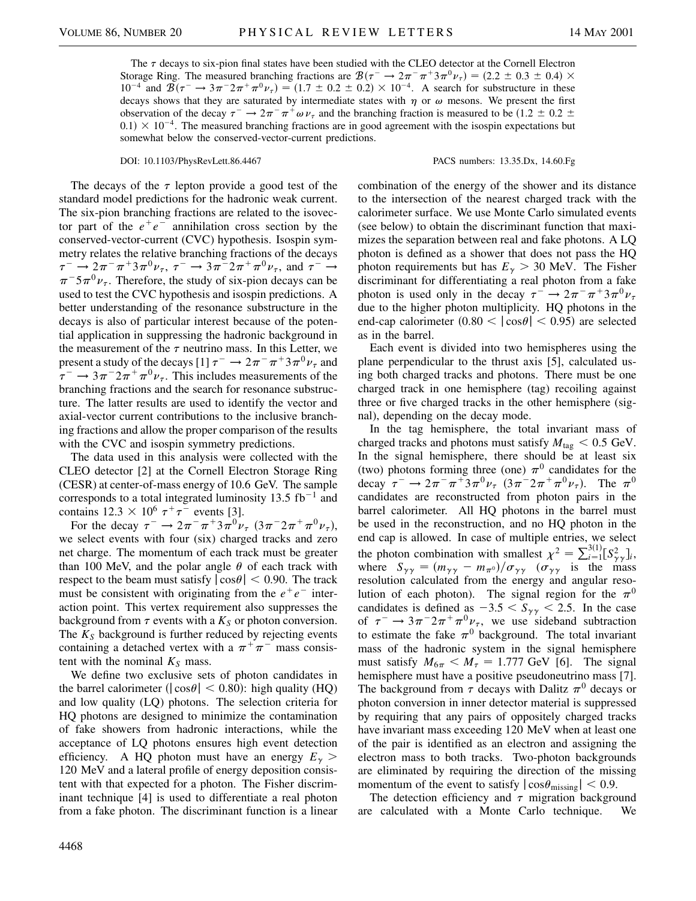The $\tau$ decays to six-pion final states have been studied with the CLEO detector at the Cornell Electron Storage Ring. The measured branching fractions are $\mathcal{B}(\tau^- \to 2\pi^-\pi^+3\pi^0\nu_\tau) = (2.2 \pm 0.3 \pm 0.4) \times 10^{-4}$ and $\mathcal{B}(\tau^- \to 3\pi^-2\pi^+\pi^0\nu_\tau) = (1.7 \pm 0.2 \pm 0.2) \times 10^{-4}$. A search for substructure in these decays shows that they are saturated by intermediate states with $\eta$ or $\omega$ mesons. We present the first observation of the decay $\tau^- \to 2\pi^-\pi^+\omega\nu_\tau$ and the branching fraction is measured to be $(1.2 \pm 0.2 \pm 0.1) \times 10^{-4}$. The measured branching fractions are in good agreement with the isospin expectations but somewhat below the conserved-vector-current predictions.

DOI: 10.1103/PhysRevLett.86.4467 PACS numbers: 13.35.Dx, 14.60.Fg

The decays of the $\tau$ lepton provide a good test of the standard model predictions for the hadronic weak current. The six-pion branching fractions are related to the isovector part of the $e^+e^-$ annihilation cross section by the conserved-vector-current (CVC) hypothesis. Isospin symmetry relates the relative branching fractions of the decays $\tau^- \to 2\pi^-\pi^+3\pi^0\nu_\tau$, $\tau^- \to 3\pi^-2\pi^+\pi^0\nu_\tau$, and $\tau^- \to \pi^-5\pi^0\nu_\tau$. Therefore, the study of six-pion decays can be used to test the CVC hypothesis and isospin predictions. A better understanding of the resonance substructure in the decays is also of particular interest because of the potential application in suppressing the hadronic background in the measurement of the $\tau$ neutrino mass. In this Letter, we present a study of the decays [1] $\tau^- \to 2\pi^-\pi^+3\pi^0\nu_\tau$ and $\tau^- \to 3\pi^-2\pi^+\pi^0\nu_\tau$. This includes measurements of the branching fractions and the search for resonance substructure. The latter results are used to identify the vector and axial-vector current contributions to the inclusive branching fractions and allow the proper comparison of the results with the CVC and isospin symmetry predictions.

The data used in this analysis were collected with the CLEO detector [2] at the Cornell Electron Storage Ring (CESR) at center-of-mass energy of 10.6 GeV. The sample corresponds to a total integrated luminosity 13.5 fb$^{-1}$ and contains $12.3 \times 10^6$ $\tau^+\tau^-$ events [3].

For the decay $\tau^- \to 2\pi^-\pi^+3\pi^0\nu_\tau$ ($3\pi^-2\pi^+\pi^0\nu_\tau$), we select events with four (six) charged tracks and zero net charge. The momentum of each track must be greater than 100 MeV, and the polar angle $\theta$ of each track with respect to the beam must satisfy $|\cos\theta| < 0.90$. The track must be consistent with originating from the $e^+e^-$ interaction point. This vertex requirement also suppresses the background from $\tau$ events with a $K_S$ or photon conversion. The $K_S$ background is further reduced by rejecting events containing a detached vertex with a $\pi^+\pi^-$ mass consistent with the nominal $K_S$ mass.

We define two exclusive sets of photon candidates in the barrel calorimeter ($|\cos\theta| < 0.80$): high quality (HQ) and low quality (LQ) photons. The selection criteria for HQ photons are designed to minimize the contamination of fake showers from hadronic interactions, while the acceptance of LQ photons ensures high event detection efficiency. A HQ photon must have an energy $E_\gamma > 120$ MeV and a lateral profile of energy deposition consistent with that expected for a photon. The Fisher discriminant technique [4] is used to differentiate a real photon from a fake photon. The discriminant function is a linear combination of the energy of the shower and its distance to the intersection of the nearest charged track with the calorimeter surface. We use Monte Carlo simulated events (see below) to obtain the discriminant function that maximizes the separation between real and fake photons. A LQ photon is defined as a shower that does not pass the HQ photon requirements but has $E_\gamma > 30$ MeV. The Fisher discriminant for differentiating a real photon from a fake photon is used only in the decay $\tau^- \to 2\pi^-\pi^+3\pi^0\nu_\tau$ due to the higher photon multiplicity. HQ photons in the end-cap calorimeter ($0.80 < |\cos\theta| < 0.95$) are selected as in the barrel.

Each event is divided into two hemispheres using the plane perpendicular to the thrust axis [5], calculated using both charged tracks and photons. There must be one charged track in one hemisphere (tag) recoiling against three or five charged tracks in the other hemisphere (signal), depending on the decay mode.

In the tag hemisphere, the total invariant mass of charged tracks and photons must satisfy $M_{\text{tag}} < 0.5$ GeV. In the signal hemisphere, there should be at least six (two) photons forming three (one) $\pi^0$ candidates for the decay $\tau^- \to 2\pi^-\pi^+3\pi^0\nu_\tau$ ($3\pi^-2\pi^+\pi^0\nu_\tau$). The $\pi^0$ candidates are reconstructed from photon pairs in the barrel calorimeter. All HQ photons in the barrel must be used in the reconstruction, and no HQ photon in the end cap is allowed. In case of multiple entries, we select the photon combination with smallest $\chi^2 = \sum_{i=1}^{3(1)}[S_{\gamma\gamma}^2]_i$, where $S_{\gamma\gamma} = (m_{\gamma\gamma} - m_{\pi^0})/\sigma_{\gamma\gamma}$ ($\sigma_{\gamma\gamma}$ is the mass resolution calculated from the energy and angular resolution of each photon). The signal region for the $\pi^0$ candidates is defined as $-3.5 < S_{\gamma\gamma} < 2.5$. In the case of $\tau^- \to 3\pi^-2\pi^+\pi^0\nu_\tau$, we use sideband subtraction to estimate the fake $\pi^0$ background. The total invariant mass of the hadronic system in the signal hemisphere must satisfy $M_{6\pi} < M_\tau = 1.777$ GeV [6]. The signal hemisphere must have a positive pseudoneutrino mass [7]. The background from $\tau$ decays with Dalitz $\pi^0$ decays or photon conversion in inner detector material is suppressed by requiring that any pairs of oppositely charged tracks have invariant mass exceeding 120 MeV when at least one of the pair is identified as an electron and assigning the electron mass to both tracks. Two-photon backgrounds are eliminated by requiring the direction of the missing momentum of the event to satisfy $|\cos\theta_{\text{missing}}| < 0.9$.

The detection efficiency and $\tau$ migration background are calculated with a Monte Carlo technique. We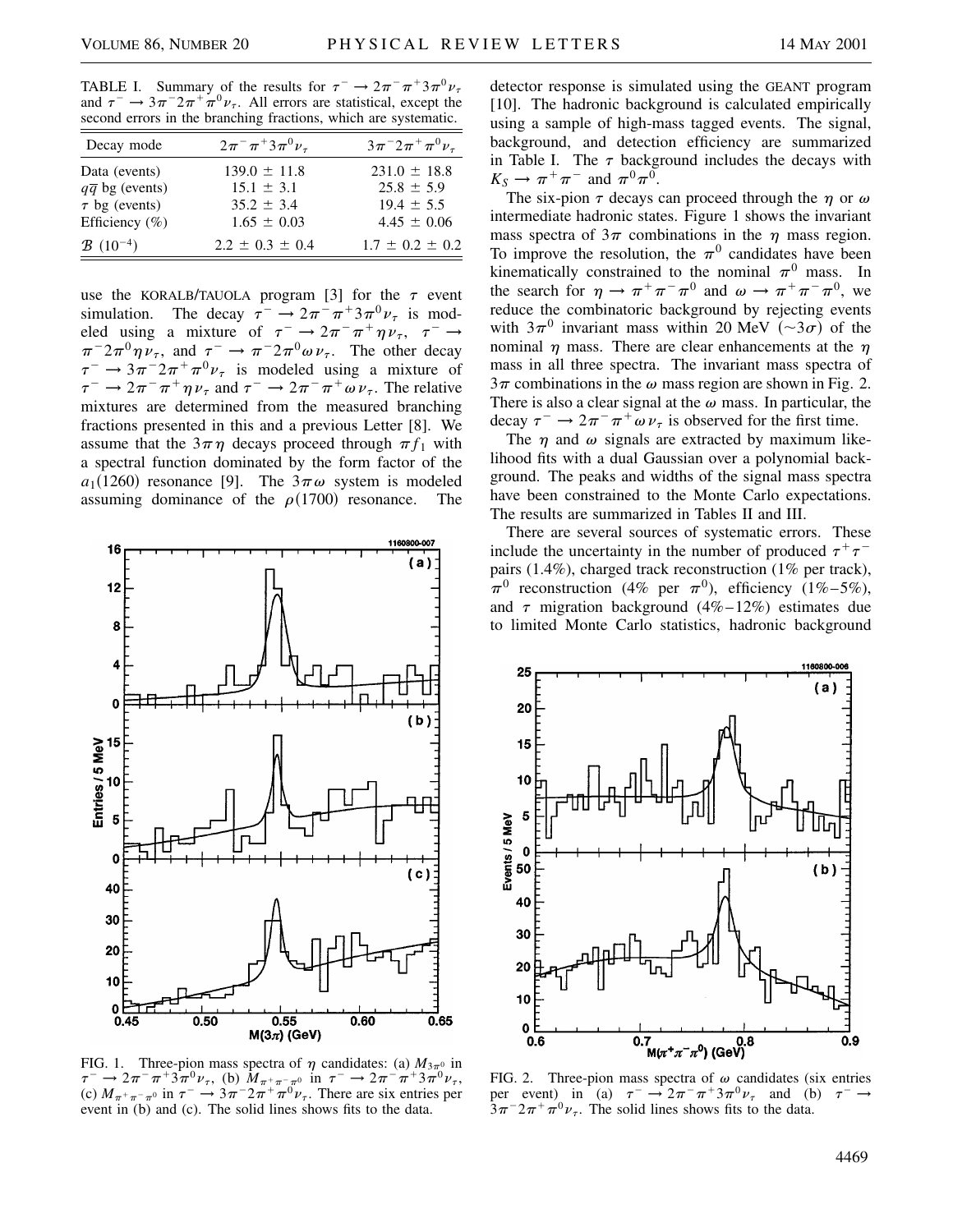TABLE I. Summary of the results for $\tau^- \to 2\pi^-\pi^+3\pi^0\nu_\tau$ and $\tau^- \to 3\pi^-2\pi^+\pi^0\nu_\tau$. All errors are statistical, except the second errors in the branching fractions, which are systematic.

| Decay mode | $2\pi^-\pi^+3\pi^0\nu_\tau$ | $3\pi^-2\pi^+\pi^0\nu_\tau$ |
|---|---|---|
| Data (events) | $139.0 \pm 11.8$ | $231.0 \pm 18.8$ |
| $q\bar{q}$ bg (events) | $15.1 \pm 3.1$ | $25.8 \pm 5.9$ |
| $\tau$ bg (events) | $35.2 \pm 3.4$ | $19.4 \pm 5.5$ |
| Efficiency (%) | $1.65 \pm 0.03$ | $4.45 \pm 0.06$ |
| $\mathcal{B}$ $(10^{-4})$ | $2.2 \pm 0.3 \pm 0.4$ | $1.7 \pm 0.2 \pm 0.2$ |

use the KORALB/TAUOLA program [3] for the $\tau$ event simulation. The decay $\tau^- \to 2\pi^-\pi^+3\pi^0\nu_\tau$ is modeled using a mixture of $\tau^- \to 2\pi^-\pi^+\eta\nu_\tau$, $\tau^- \to \pi^-2\pi^0\eta\nu_\tau$, and $\tau^- \to \pi^-2\pi^0\omega\nu_\tau$. The other decay $\tau^- \to 3\pi^-2\pi^+\pi^0\nu_\tau$ is modeled using a mixture of $\tau^- \to 2\pi^-\pi^+\eta\nu_\tau$ and $\tau^- \to 2\pi^-\pi^+\omega\nu_\tau$. The relative mixtures are determined from the measured branching fractions presented in this and a previous Letter [8]. We assume that the $3\pi\eta$ decays proceed through $\pi f_1$ with a spectral function dominated by the form factor of the $a_1(1260)$ resonance [9]. The $3\pi\omega$ system is modeled assuming dominance of the $\rho(1700)$ resonance. The detector response is simulated using the GEANT program [10]. The hadronic background is calculated empirically using a sample of high-mass tagged events. The signal, background, and detection efficiency are summarized in Table I. The $\tau$ background includes the decays with $K_S \to \pi^+\pi^-$ and $\pi^0\pi^0$.

FIG. 1. Three-pion mass spectra of $\eta$ candidates: (a) $M_{3\pi^0}$ in $\tau^- \to 2\pi^-\pi^+3\pi^0\nu_\tau$, (b) $M_{\pi^+\pi^-\pi^0}$ in $\tau^- \to 2\pi^-\pi^+3\pi^0\nu_\tau$, (c) $M_{\pi^+\pi^-\pi^0}$ in $\tau^- \to 3\pi^-2\pi^+\pi^0\nu_\tau$. There are six entries per event in (b) and (c). The solid lines shows fits to the data.

The six-pion $\tau$ decays can proceed through the $\eta$ or $\omega$ intermediate hadronic states. Figure 1 shows the invariant mass spectra of $3\pi$ combinations in the $\eta$ mass region. To improve the resolution, the $\pi^0$ candidates have been kinematically constrained to the nominal $\pi^0$ mass. In the search for $\eta \to \pi^+\pi^-\pi^0$ and $\omega \to \pi^+\pi^-\pi^0$, we reduce the combinatoric background by rejecting events with $3\pi^0$ invariant mass within 20 MeV ($\sim 3\sigma$) of the nominal $\eta$ mass. There are clear enhancements at the $\eta$ mass in all three spectra. The invariant mass spectra of $3\pi$ combinations in the $\omega$ mass region are shown in Fig. 2. There is also a clear signal at the $\omega$ mass. In particular, the decay $\tau^- \to 2\pi^-\pi^+\omega\nu_\tau$ is observed for the first time.

The $\eta$ and $\omega$ signals are extracted by maximum likelihood fits with a dual Gaussian over a polynomial background. The peaks and widths of the signal mass spectra have been constrained to the Monte Carlo expectations. The results are summarized in Tables II and III.

There are several sources of systematic errors. These include the uncertainty in the number of produced $\tau^+\tau^-$ pairs (1.4%), charged track reconstruction (1% per track), $\pi^0$ reconstruction (4% per $\pi^0$), efficiency (1%–5%), and $\tau$ migration background (4%–12%) estimates due to limited Monte Carlo statistics, hadronic background

FIG. 2. Three-pion mass spectra of $\omega$ candidates (six entries per event) in (a) $\tau^- \to 2\pi^-\pi^+3\pi^0\nu_\tau$ and (b) $\tau^- \to 3\pi^-2\pi^+\pi^0\nu_\tau$. The solid lines shows fits to the data.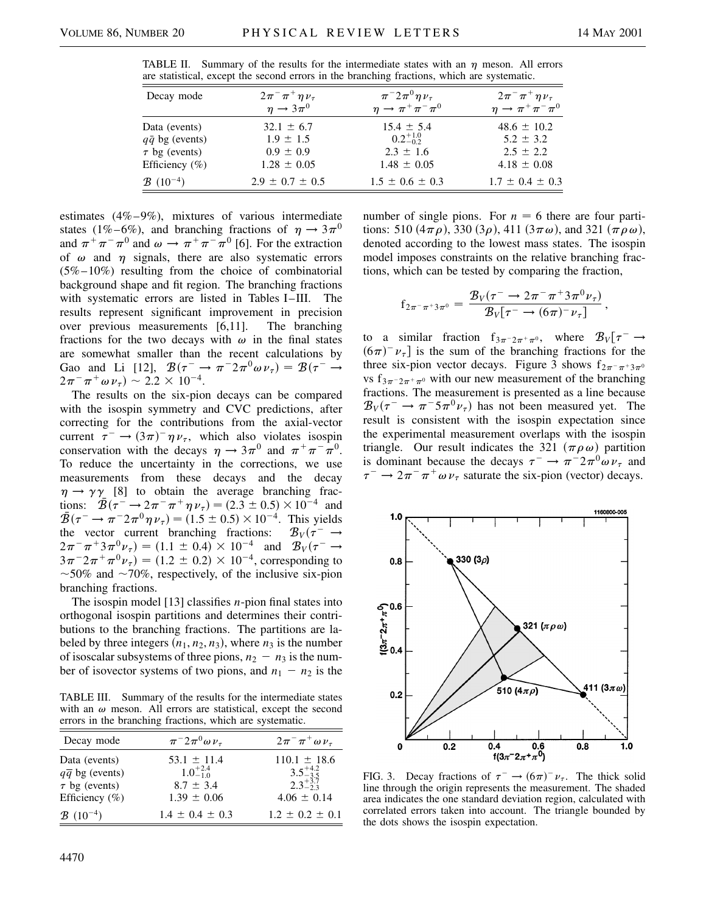TABLE II. Summary of the results for the intermediate states with an $\eta$ meson. All errors are statistical, except the second errors in the branching fractions, which are systematic.

| Decay mode | $2\pi^-\pi^+\eta\nu_\tau$ $\eta \to 3\pi^0$ | $\pi^-2\pi^0\eta\nu_\tau$ $\eta \to \pi^+\pi^-\pi^0$ | $2\pi^-\pi^+\eta\nu_\tau$ $\eta \to \pi^+\pi^-\pi^0$ |
|---|---|---|---|
| Data (events) | $32.1 \pm 6.7$ | $15.4 \pm 5.4$ | $48.6 \pm 10.2$ |
| $q\bar{q}$ bg (events) | $1.9 \pm 1.5$ | $0.2^{+1.0}_{-0.2}$ | $5.2 \pm 3.2$ |
| $\tau$ bg (events) | $0.9 \pm 0.9$ | $2.3 \pm 1.6$ | $2.5 \pm 2.2$ |
| Efficiency (%) | $1.28 \pm 0.05$ | $1.48 \pm 0.05$ | $4.18 \pm 0.08$ |
| $\mathcal{B}$ $(10^{-4})$ | $2.9 \pm 0.7 \pm 0.5$ | $1.5 \pm 0.6 \pm 0.3$ | $1.7 \pm 0.4 \pm 0.3$ |

estimates (4%–9%), mixtures of various intermediate states (1%–6%), and branching fractions of $\eta \to 3\pi^0$ and $\pi^+\pi^-\pi^0$ and $\omega \to \pi^+\pi^-\pi^0$ [6]. For the extraction of $\omega$ and $\eta$ signals, there are also systematic errors (5%–10%) resulting from the choice of combinatorial background shape and fit region. The branching fractions with systematic errors are listed in Tables I–III. The results represent significant improvement in precision over previous measurements [6,11]. The branching fractions for the two decays with $\omega$ in the final states are somewhat smaller than the recent calculations by Gao and Li [12], $\mathcal{B}(\tau^- \to \pi^-2\pi^0\omega\nu_\tau) = \mathcal{B}(\tau^- \to 2\pi^-\pi^+\omega\nu_\tau) \sim 2.2 \times 10^{-4}$.

The results on the six-pion decays can be compared with the isospin symmetry and CVC predictions, after correcting for the contributions from the axial-vector current $\tau^- \to (3\pi)^-\eta\nu_\tau$, which also violates isospin conservation with the decays $\eta \to 3\pi^0$ and $\pi^+\pi^-\pi^0$. To reduce the uncertainty in the corrections, we use measurements from these decays and the decay $\eta \to \gamma\gamma$ [8] to obtain the average branching fractions: $\bar{\mathcal{B}}(\tau^- \to 2\pi^-\pi^+\eta\nu_\tau) = (2.3 \pm 0.5) \times 10^{-4}$ and $\bar{\mathcal{B}}(\tau^- \to \pi^-2\pi^0\eta\nu_\tau) = (1.5 \pm 0.5) \times 10^{-4}$. This yields the vector current branching fractions: $\mathcal{B}_V(\tau^- \to 2\pi^-\pi^+3\pi^0\nu_\tau) = (1.1 \pm 0.4) \times 10^{-4}$ and $\mathcal{B}_V(\tau^- \to 3\pi^-2\pi^+\pi^0\nu_\tau) = (1.2 \pm 0.2) \times 10^{-4}$, corresponding to $\sim$50% and $\sim$70%, respectively, of the inclusive six-pion branching fractions.

The isospin model [13] classifies $n$-pion final states into orthogonal isospin partitions and determines their contributions to the branching fractions. The partitions are labeled by three integers $(n_1, n_2, n_3)$, where $n_3$ is the number of isoscalar subsystems of three pions, $n_2 - n_3$ is the number of isovector systems of two pions, and $n_1 - n_2$ is the number of single pions. For $n = 6$ there are four partitions: 510 ($4\pi\rho$), 330 ($3\rho$), 411 ($3\pi\omega$), and 321 ($\pi\rho\omega$), denoted according to the lowest mass states. The isospin model imposes constraints on the relative branching fractions, which can be tested by comparing the fraction,

$$f_{2\pi^-\pi^+3\pi^0} = \frac{\mathcal{B}_V(\tau^- \to 2\pi^-\pi^+3\pi^0\nu_\tau)}{\mathcal{B}_V[\tau^- \to (6\pi)^-\nu_\tau]},$$

to a similar fraction $f_{3\pi^-2\pi^+\pi^0}$, where $\mathcal{B}_V[\tau^- \to (6\pi)^-\nu_\tau]$ is the sum of the branching fractions for the three six-pion vector decays. Figure 3 shows $f_{2\pi^-\pi^+3\pi^0}$ vs $f_{3\pi^-2\pi^+\pi^0}$ with our new measurement of the branching fractions. The measurement is presented as a line because $\mathcal{B}_V(\tau^- \to \pi^-5\pi^0\nu_\tau)$ has not been measured yet. The result is consistent with the isospin expectation since the experimental measurement overlaps with the isospin triangle. Our result indicates the 321 ($\pi\rho\omega$) partition is dominant because the decays $\tau^- \to \pi^-2\pi^0\omega\nu_\tau$ and $\tau^- \to 2\pi^-\pi^+\omega\nu_\tau$ saturate the six-pion (vector) decays.

TABLE III. Summary of the results for the intermediate states with an $\omega$ meson. All errors are statistical, except the second errors in the branching fractions, which are systematic.

| Decay mode | $\pi^-2\pi^0\omega\nu_\tau$ | $2\pi^-\pi^+\omega\nu_\tau$ |
|---|---|---|
| Data (events) | $53.1 \pm 11.4$ | $110.1 \pm 18.6$ |
| $q\bar{q}$ bg (events) | $1.0^{+2.4}_{-1.0}$ | $3.5^{+4.2}_{-3.5}$ |
| $\tau$ bg (events) | $8.7 \pm 3.4$ | $2.3^{+3.7}_{-2.3}$ |
| Efficiency (%) | $1.39 \pm 0.06$ | $4.06 \pm 0.14$ |
| $\mathcal{B}$ $(10^{-4})$ | $1.4 \pm 0.4 \pm 0.3$ | $1.2 \pm 0.2 \pm 0.1$ |

FIG. 3. Decay fractions of $\tau^- \to (6\pi)^-\nu_\tau$. The thick solid line through the origin represents the measurement. The shaded area indicates the one standard deviation region, calculated with correlated errors taken into account. The triangle bounded by the dots shows the isospin expectation.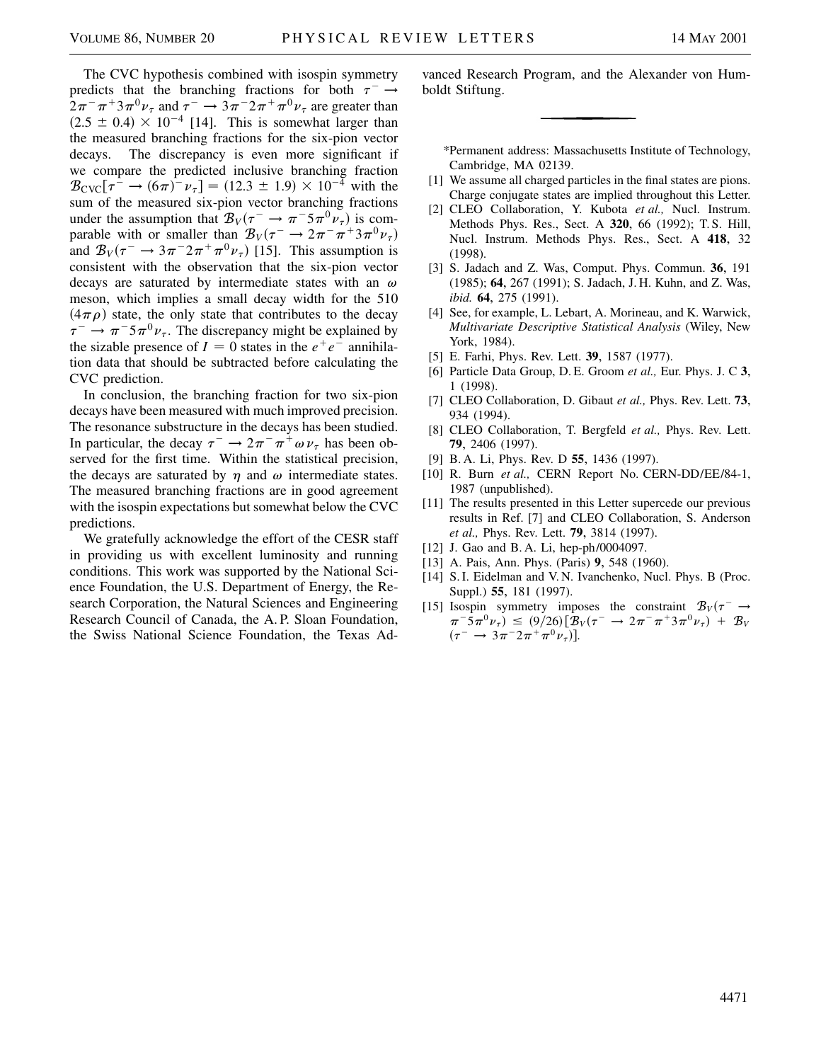The CVC hypothesis combined with isospin symmetry predicts that the branching fractions for both $\tau^- \to 2\pi^-\pi^+3\pi^0\nu_\tau$ and $\tau^- \to 3\pi^-2\pi^+\pi^0\nu_\tau$ are greater than $(2.5 \pm 0.4) \times 10^{-4}$ [14]. This is somewhat larger than the measured branching fractions for the six-pion vector decays. The discrepancy is even more significant if we compare the predicted inclusive branching fraction $\mathcal{B}_{\rm CVC}[\tau^- \to (6\pi)^-\nu_\tau] = (12.3 \pm 1.9) \times 10^{-4}$ with the sum of the measured six-pion vector branching fractions under the assumption that $\mathcal{B}_V(\tau^- \to \pi^-5\pi^0\nu_\tau)$ is comparable with or smaller than $\mathcal{B}_V(\tau^- \to 2\pi^-\pi^+3\pi^0\nu_\tau)$ and $\mathcal{B}_V(\tau^- \to 3\pi^-2\pi^+\pi^0\nu_\tau)$ [15]. This assumption is consistent with the observation that the six-pion vector decays are saturated by intermediate states with an $\omega$ meson, which implies a small decay width for the 510 $(4\pi\rho)$ state, the only state that contributes to the decay $\tau^- \to \pi^-5\pi^0\nu_\tau$. The discrepancy might be explained by the sizable presence of $I = 0$ states in the $e^+e^-$ annihilation data that should be subtracted before calculating the CVC prediction.

In conclusion, the branching fraction for two six-pion decays have been measured with much improved precision. The resonance substructure in the decays has been studied. In particular, the decay $\tau^- \to 2\pi^-\pi^+\omega\nu_\tau$ has been observed for the first time. Within the statistical precision, the decays are saturated by $\eta$ and $\omega$ intermediate states. The measured branching fractions are in good agreement with the isospin expectations but somewhat below the CVC predictions.

We gratefully acknowledge the effort of the CESR staff in providing us with excellent luminosity and running conditions. This work was supported by the National Science Foundation, the U.S. Department of Energy, the Research Corporation, the Natural Sciences and Engineering Research Council of Canada, the A.P. Sloan Foundation, the Swiss National Science Foundation, the Texas Advanced Research Program, and the Alexander von Humboldt Stiftung.

---

*Permanent address: Massachusetts Institute of Technology, Cambridge, MA 02139.

[1] We assume all charged particles in the final states are pions. Charge conjugate states are implied throughout this Letter.

[2] CLEO Collaboration, Y. Kubota *et al.,* Nucl. Instrum. Methods Phys. Res., Sect. A **320**, 66 (1992); T. S. Hill, Nucl. Instrum. Methods Phys. Res., Sect. A **418**, 32 (1998).

[3] S. Jadach and Z. Was, Comput. Phys. Commun. **36**, 191 (1985); **64**, 267 (1991); S. Jadach, J. H. Kuhn, and Z. Was, *ibid.* **64**, 275 (1991).

[4] See, for example, L. Lebart, A. Morineau, and K. Warwick, *Multivariate Descriptive Statistical Analysis* (Wiley, New York, 1984).

[5] E. Farhi, Phys. Rev. Lett. **39**, 1587 (1977).

[6] Particle Data Group, D. E. Groom *et al.,* Eur. Phys. J. C **3**, 1 (1998).

[7] CLEO Collaboration, D. Gibaut *et al.,* Phys. Rev. Lett. **73**, 934 (1994).

[8] CLEO Collaboration, T. Bergfeld *et al.,* Phys. Rev. Lett. **79**, 2406 (1997).

[9] B. A. Li, Phys. Rev. D **55**, 1436 (1997).

[10] R. Burn *et al.,* CERN Report No. CERN-DD/EE/84-1, 1987 (unpublished).

[11] The results presented in this Letter supercede our previous results in Ref. [7] and CLEO Collaboration, S. Anderson *et al.,* Phys. Rev. Lett. **79**, 3814 (1997).

[12] J. Gao and B. A. Li, hep-ph/0004097.

[13] A. Pais, Ann. Phys. (Paris) **9**, 548 (1960).

[14] S. I. Eidelman and V. N. Ivanchenko, Nucl. Phys. B (Proc. Suppl.) **55**, 181 (1997).

[15] Isospin symmetry imposes the constraint $\mathcal{B}_V(\tau^- \to \pi^-5\pi^0\nu_\tau) \leq (9/26)[\mathcal{B}_V(\tau^- \to 2\pi^-\pi^+3\pi^0\nu_\tau) + \mathcal{B}_V(\tau^- \to 3\pi^-2\pi^+\pi^0\nu_\tau)]$.